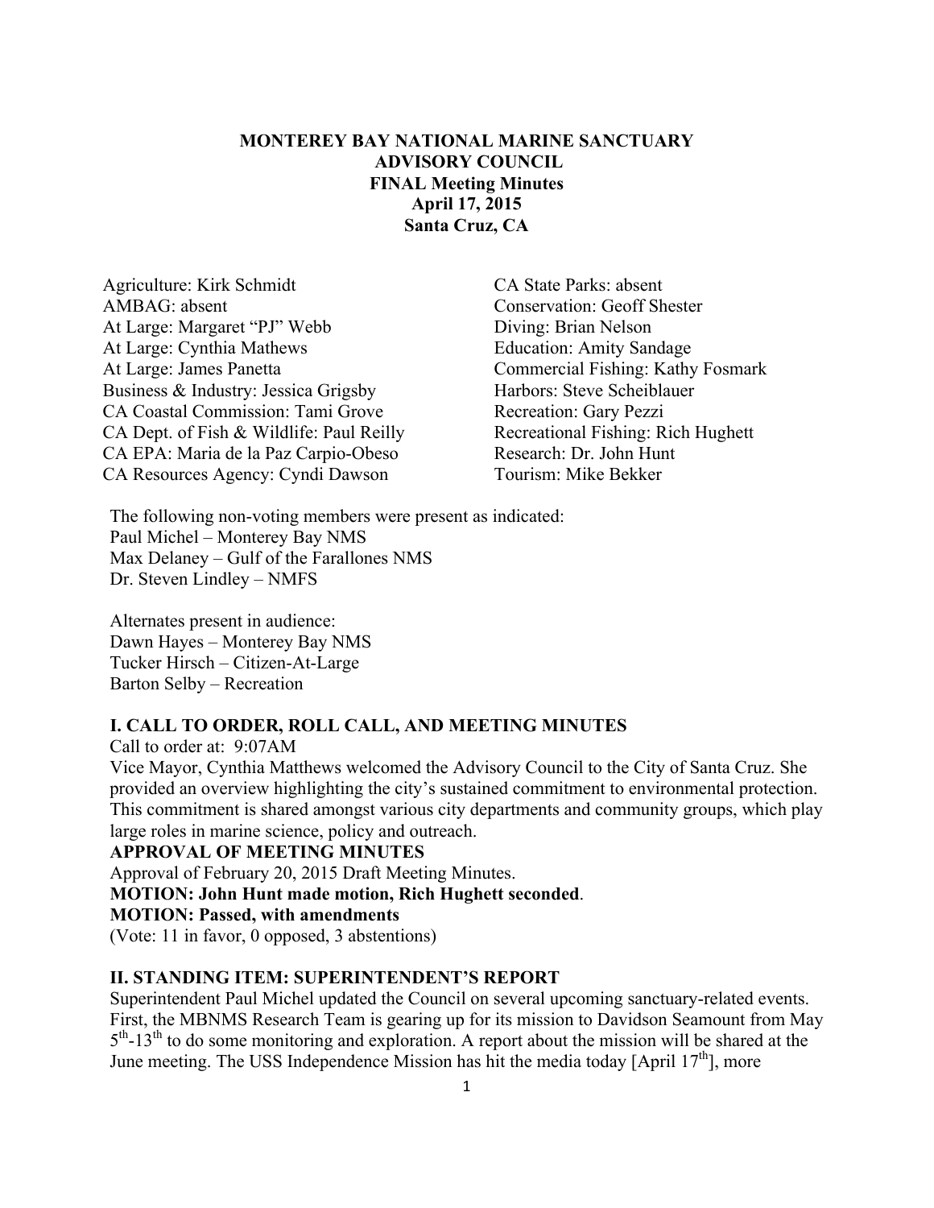**MONTEREY BAY NATIONAL MARINE SANCTUARY**
**ADVISORY COUNCIL**
**FINAL Meeting Minutes**
**April 17, 2015**
**Santa Cruz, CA**

Agriculture: Kirk Schmidt
AMBAG: absent
At Large: Margaret "PJ" Webb
At Large: Cynthia Mathews
At Large: James Panetta
Business & Industry: Jessica Grigsby
CA Coastal Commission: Tami Grove
CA Dept. of Fish & Wildlife: Paul Reilly
CA EPA: Maria de la Paz Carpio-Obeso
CA Resources Agency: Cyndi Dawson
CA State Parks: absent
Conservation: Geoff Shester
Diving: Brian Nelson
Education: Amity Sandage
Commercial Fishing: Kathy Fosmark
Harbors: Steve Scheiblauer
Recreation: Gary Pezzi
Recreational Fishing: Rich Hughett
Research: Dr. John Hunt
Tourism: Mike Bekker

The following non-voting members were present as indicated:
Paul Michel – Monterey Bay NMS
Max Delaney – Gulf of the Farallones NMS
Dr. Steven Lindley – NMFS

Alternates present in audience:
Dawn Hayes – Monterey Bay NMS
Tucker Hirsch – Citizen-At-Large
Barton Selby – Recreation

## I. CALL TO ORDER, ROLL CALL, AND MEETING MINUTES

Call to order at: 9:07AM

Vice Mayor, Cynthia Matthews welcomed the Advisory Council to the City of Santa Cruz. She provided an overview highlighting the city's sustained commitment to environmental protection. This commitment is shared amongst various city departments and community groups, which play large roles in marine science, policy and outreach.

**APPROVAL OF MEETING MINUTES**

Approval of February 20, 2015 Draft Meeting Minutes.

**MOTION: John Hunt made motion, Rich Hughett seconded**.

**MOTION: Passed, with amendments**

(Vote: 11 in favor, 0 opposed, 3 abstentions)

## II. STANDING ITEM: SUPERINTENDENT'S REPORT

Superintendent Paul Michel updated the Council on several upcoming sanctuary-related events. First, the MBNMS Research Team is gearing up for its mission to Davidson Seamount from May 5th-13th to do some monitoring and exploration. A report about the mission will be shared at the June meeting. The USS Independence Mission has hit the media today [April 17th], more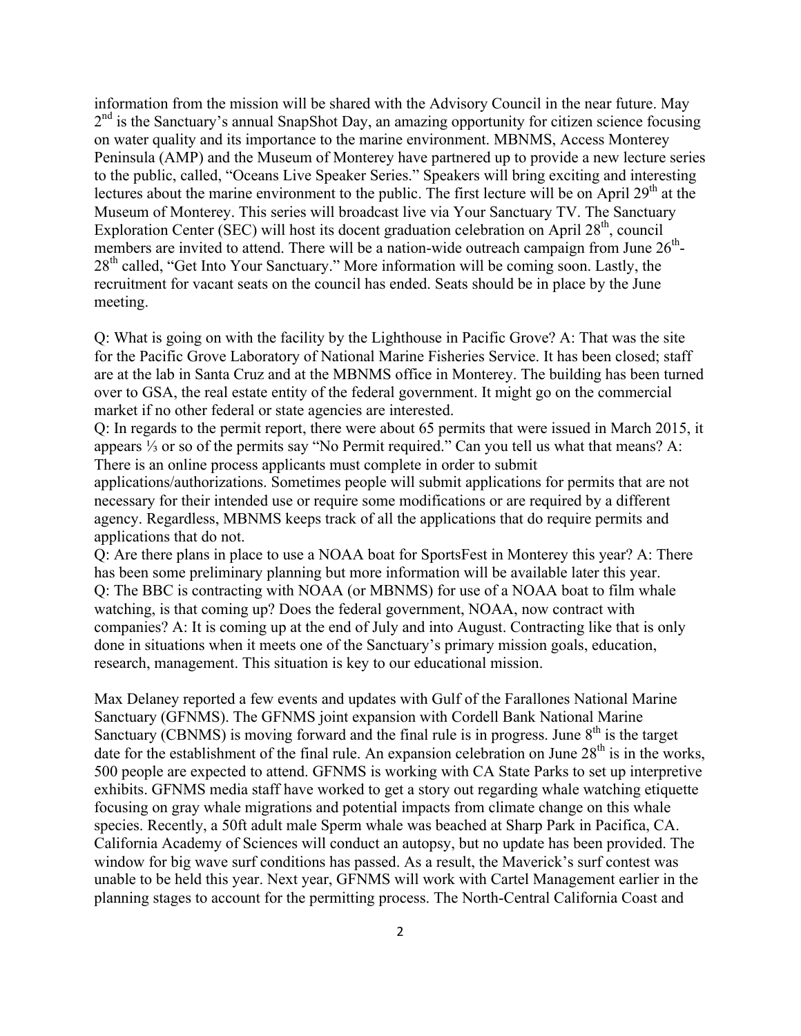information from the mission will be shared with the Advisory Council in the near future. May 2nd is the Sanctuary's annual SnapShot Day, an amazing opportunity for citizen science focusing on water quality and its importance to the marine environment. MBNMS, Access Monterey Peninsula (AMP) and the Museum of Monterey have partnered up to provide a new lecture series to the public, called, "Oceans Live Speaker Series." Speakers will bring exciting and interesting lectures about the marine environment to the public. The first lecture will be on April 29th at the Museum of Monterey. This series will broadcast live via Your Sanctuary TV. The Sanctuary Exploration Center (SEC) will host its docent graduation celebration on April 28th, council members are invited to attend. There will be a nation-wide outreach campaign from June 26th-28th called, "Get Into Your Sanctuary." More information will be coming soon. Lastly, the recruitment for vacant seats on the council has ended. Seats should be in place by the June meeting.

Q: What is going on with the facility by the Lighthouse in Pacific Grove? A: That was the site for the Pacific Grove Laboratory of National Marine Fisheries Service. It has been closed; staff are at the lab in Santa Cruz and at the MBNMS office in Monterey. The building has been turned over to GSA, the real estate entity of the federal government. It might go on the commercial market if no other federal or state agencies are interested.
Q: In regards to the permit report, there were about 65 permits that were issued in March 2015, it appears ⅓ or so of the permits say "No Permit required." Can you tell us what that means? A: There is an online process applicants must complete in order to submit applications/authorizations. Sometimes people will submit applications for permits that are not necessary for their intended use or require some modifications or are required by a different agency. Regardless, MBNMS keeps track of all the applications that do require permits and applications that do not.
Q: Are there plans in place to use a NOAA boat for SportsFest in Monterey this year? A: There has been some preliminary planning but more information will be available later this year.
Q: The BBC is contracting with NOAA (or MBNMS) for use of a NOAA boat to film whale watching, is that coming up? Does the federal government, NOAA, now contract with companies? A: It is coming up at the end of July and into August. Contracting like that is only done in situations when it meets one of the Sanctuary's primary mission goals, education, research, management. This situation is key to our educational mission.

Max Delaney reported a few events and updates with Gulf of the Farallones National Marine Sanctuary (GFNMS). The GFNMS joint expansion with Cordell Bank National Marine Sanctuary (CBNMS) is moving forward and the final rule is in progress. June 8th is the target date for the establishment of the final rule. An expansion celebration on June 28th is in the works, 500 people are expected to attend. GFNMS is working with CA State Parks to set up interpretive exhibits. GFNMS media staff have worked to get a story out regarding whale watching etiquette focusing on gray whale migrations and potential impacts from climate change on this whale species. Recently, a 50ft adult male Sperm whale was beached at Sharp Park in Pacifica, CA. California Academy of Sciences will conduct an autopsy, but no update has been provided. The window for big wave surf conditions has passed. As a result, the Maverick's surf contest was unable to be held this year. Next year, GFNMS will work with Cartel Management earlier in the planning stages to account for the permitting process. The North-Central California Coast and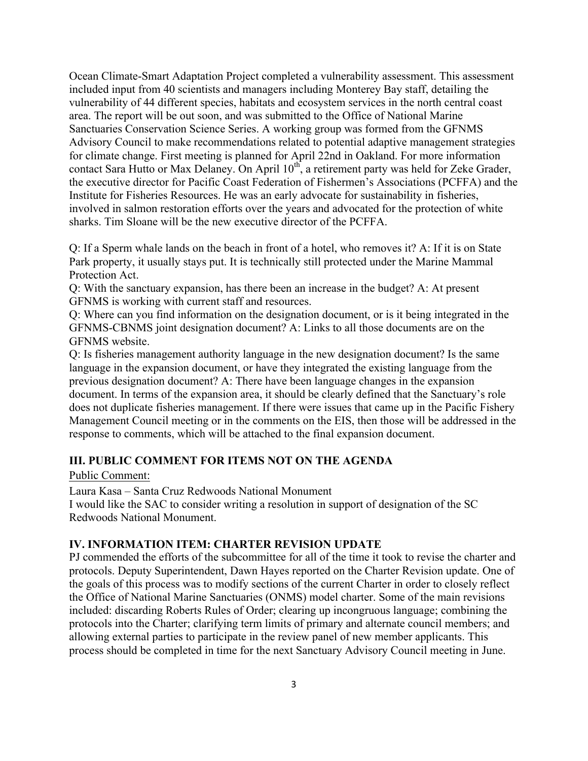Ocean Climate-Smart Adaptation Project completed a vulnerability assessment. This assessment included input from 40 scientists and managers including Monterey Bay staff, detailing the vulnerability of 44 different species, habitats and ecosystem services in the north central coast area. The report will be out soon, and was submitted to the Office of National Marine Sanctuaries Conservation Science Series. A working group was formed from the GFNMS Advisory Council to make recommendations related to potential adaptive management strategies for climate change. First meeting is planned for April 22nd in Oakland. For more information contact Sara Hutto or Max Delaney. On April 10th, a retirement party was held for Zeke Grader, the executive director for Pacific Coast Federation of Fishermen's Associations (PCFFA) and the Institute for Fisheries Resources. He was an early advocate for sustainability in fisheries, involved in salmon restoration efforts over the years and advocated for the protection of white sharks. Tim Sloane will be the new executive director of the PCFFA.

Q: If a Sperm whale lands on the beach in front of a hotel, who removes it? A: If it is on State Park property, it usually stays put. It is technically still protected under the Marine Mammal Protection Act.
Q: With the sanctuary expansion, has there been an increase in the budget? A: At present GFNMS is working with current staff and resources.
Q: Where can you find information on the designation document, or is it being integrated in the GFNMS-CBNMS joint designation document? A: Links to all those documents are on the GFNMS website.
Q: Is fisheries management authority language in the new designation document? Is the same language in the expansion document, or have they integrated the existing language from the previous designation document? A: There have been language changes in the expansion document. In terms of the expansion area, it should be clearly defined that the Sanctuary's role does not duplicate fisheries management. If there were issues that came up in the Pacific Fishery Management Council meeting or in the comments on the EIS, then those will be addressed in the response to comments, which will be attached to the final expansion document.

## III. PUBLIC COMMENT FOR ITEMS NOT ON THE AGENDA

Public Comment:

Laura Kasa – Santa Cruz Redwoods National Monument
I would like the SAC to consider writing a resolution in support of designation of the SC Redwoods National Monument.

## IV. INFORMATION ITEM: CHARTER REVISION UPDATE

PJ commended the efforts of the subcommittee for all of the time it took to revise the charter and protocols. Deputy Superintendent, Dawn Hayes reported on the Charter Revision update. One of the goals of this process was to modify sections of the current Charter in order to closely reflect the Office of National Marine Sanctuaries (ONMS) model charter. Some of the main revisions included: discarding Roberts Rules of Order; clearing up incongruous language; combining the protocols into the Charter; clarifying term limits of primary and alternate council members; and allowing external parties to participate in the review panel of new member applicants. This process should be completed in time for the next Sanctuary Advisory Council meeting in June.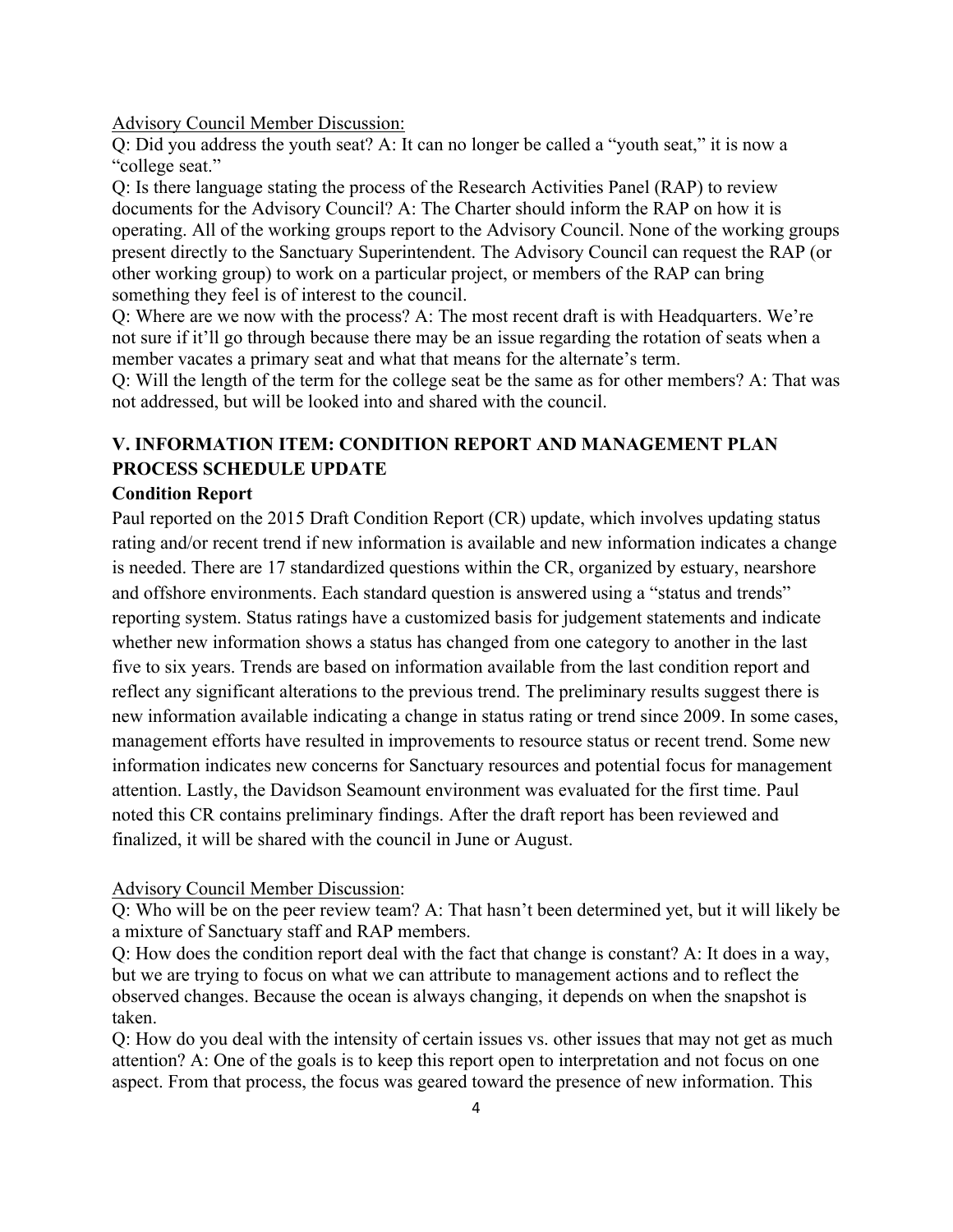Advisory Council Member Discussion:

Q: Did you address the youth seat? A: It can no longer be called a "youth seat," it is now a "college seat."

Q: Is there language stating the process of the Research Activities Panel (RAP) to review documents for the Advisory Council? A: The Charter should inform the RAP on how it is operating. All of the working groups report to the Advisory Council. None of the working groups present directly to the Sanctuary Superintendent. The Advisory Council can request the RAP (or other working group) to work on a particular project, or members of the RAP can bring something they feel is of interest to the council.

Q: Where are we now with the process? A: The most recent draft is with Headquarters. We're not sure if it'll go through because there may be an issue regarding the rotation of seats when a member vacates a primary seat and what that means for the alternate's term.

Q: Will the length of the term for the college seat be the same as for other members? A: That was not addressed, but will be looked into and shared with the council.

## V. INFORMATION ITEM: CONDITION REPORT AND MANAGEMENT PLAN PROCESS SCHEDULE UPDATE

### Condition Report

Paul reported on the 2015 Draft Condition Report (CR) update, which involves updating status rating and/or recent trend if new information is available and new information indicates a change is needed. There are 17 standardized questions within the CR, organized by estuary, nearshore and offshore environments. Each standard question is answered using a "status and trends" reporting system. Status ratings have a customized basis for judgement statements and indicate whether new information shows a status has changed from one category to another in the last five to six years. Trends are based on information available from the last condition report and reflect any significant alterations to the previous trend. The preliminary results suggest there is new information available indicating a change in status rating or trend since 2009. In some cases, management efforts have resulted in improvements to resource status or recent trend. Some new information indicates new concerns for Sanctuary resources and potential focus for management attention. Lastly, the Davidson Seamount environment was evaluated for the first time. Paul noted this CR contains preliminary findings. After the draft report has been reviewed and finalized, it will be shared with the council in June or August.

Advisory Council Member Discussion:

Q: Who will be on the peer review team? A: That hasn't been determined yet, but it will likely be a mixture of Sanctuary staff and RAP members.

Q: How does the condition report deal with the fact that change is constant? A: It does in a way, but we are trying to focus on what we can attribute to management actions and to reflect the observed changes. Because the ocean is always changing, it depends on when the snapshot is taken.

Q: How do you deal with the intensity of certain issues vs. other issues that may not get as much attention? A: One of the goals is to keep this report open to interpretation and not focus on one aspect. From that process, the focus was geared toward the presence of new information. This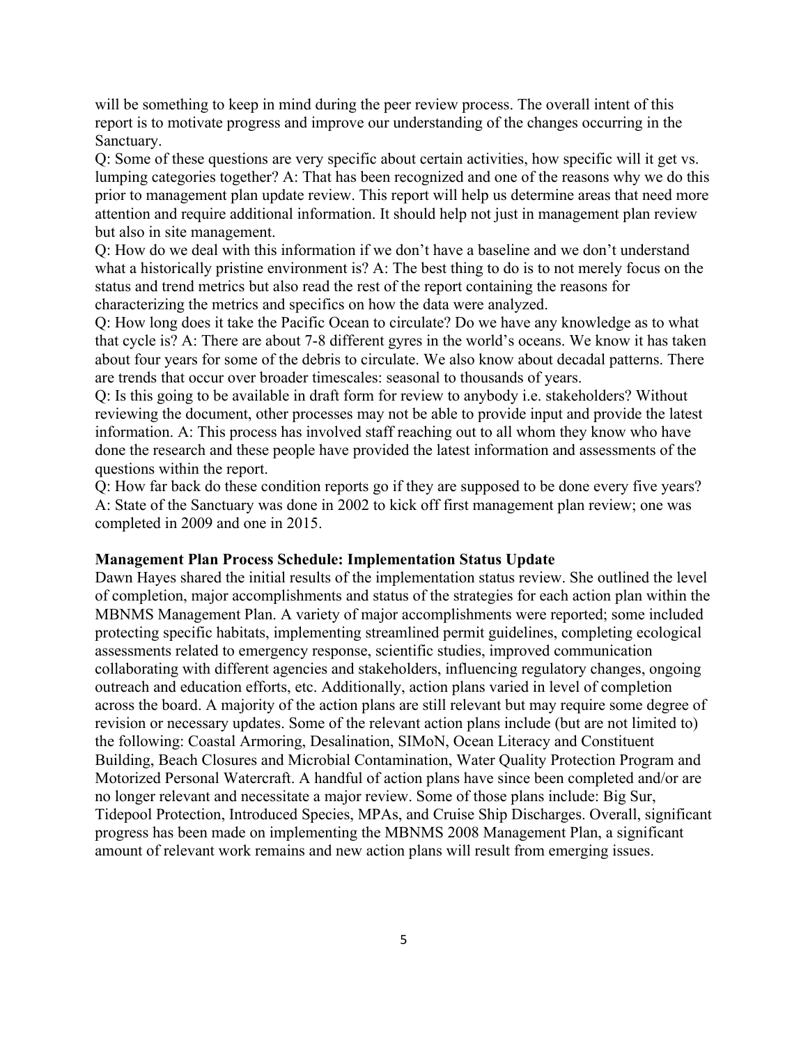will be something to keep in mind during the peer review process. The overall intent of this report is to motivate progress and improve our understanding of the changes occurring in the Sanctuary.

Q: Some of these questions are very specific about certain activities, how specific will it get vs. lumping categories together? A: That has been recognized and one of the reasons why we do this prior to management plan update review. This report will help us determine areas that need more attention and require additional information. It should help not just in management plan review but also in site management.

Q: How do we deal with this information if we don't have a baseline and we don't understand what a historically pristine environment is? A: The best thing to do is to not merely focus on the status and trend metrics but also read the rest of the report containing the reasons for characterizing the metrics and specifics on how the data were analyzed.

Q: How long does it take the Pacific Ocean to circulate? Do we have any knowledge as to what that cycle is? A: There are about 7-8 different gyres in the world's oceans. We know it has taken about four years for some of the debris to circulate. We also know about decadal patterns. There are trends that occur over broader timescales: seasonal to thousands of years.

Q: Is this going to be available in draft form for review to anybody i.e. stakeholders? Without reviewing the document, other processes may not be able to provide input and provide the latest information. A: This process has involved staff reaching out to all whom they know who have done the research and these people have provided the latest information and assessments of the questions within the report.

Q: How far back do these condition reports go if they are supposed to be done every five years? A: State of the Sanctuary was done in 2002 to kick off first management plan review; one was completed in 2009 and one in 2015.

**Management Plan Process Schedule: Implementation Status Update**

Dawn Hayes shared the initial results of the implementation status review. She outlined the level of completion, major accomplishments and status of the strategies for each action plan within the MBNMS Management Plan. A variety of major accomplishments were reported; some included protecting specific habitats, implementing streamlined permit guidelines, completing ecological assessments related to emergency response, scientific studies, improved communication collaborating with different agencies and stakeholders, influencing regulatory changes, ongoing outreach and education efforts, etc. Additionally, action plans varied in level of completion across the board. A majority of the action plans are still relevant but may require some degree of revision or necessary updates. Some of the relevant action plans include (but are not limited to) the following: Coastal Armoring, Desalination, SIMoN, Ocean Literacy and Constituent Building, Beach Closures and Microbial Contamination, Water Quality Protection Program and Motorized Personal Watercraft. A handful of action plans have since been completed and/or are no longer relevant and necessitate a major review. Some of those plans include: Big Sur, Tidepool Protection, Introduced Species, MPAs, and Cruise Ship Discharges. Overall, significant progress has been made on implementing the MBNMS 2008 Management Plan, a significant amount of relevant work remains and new action plans will result from emerging issues.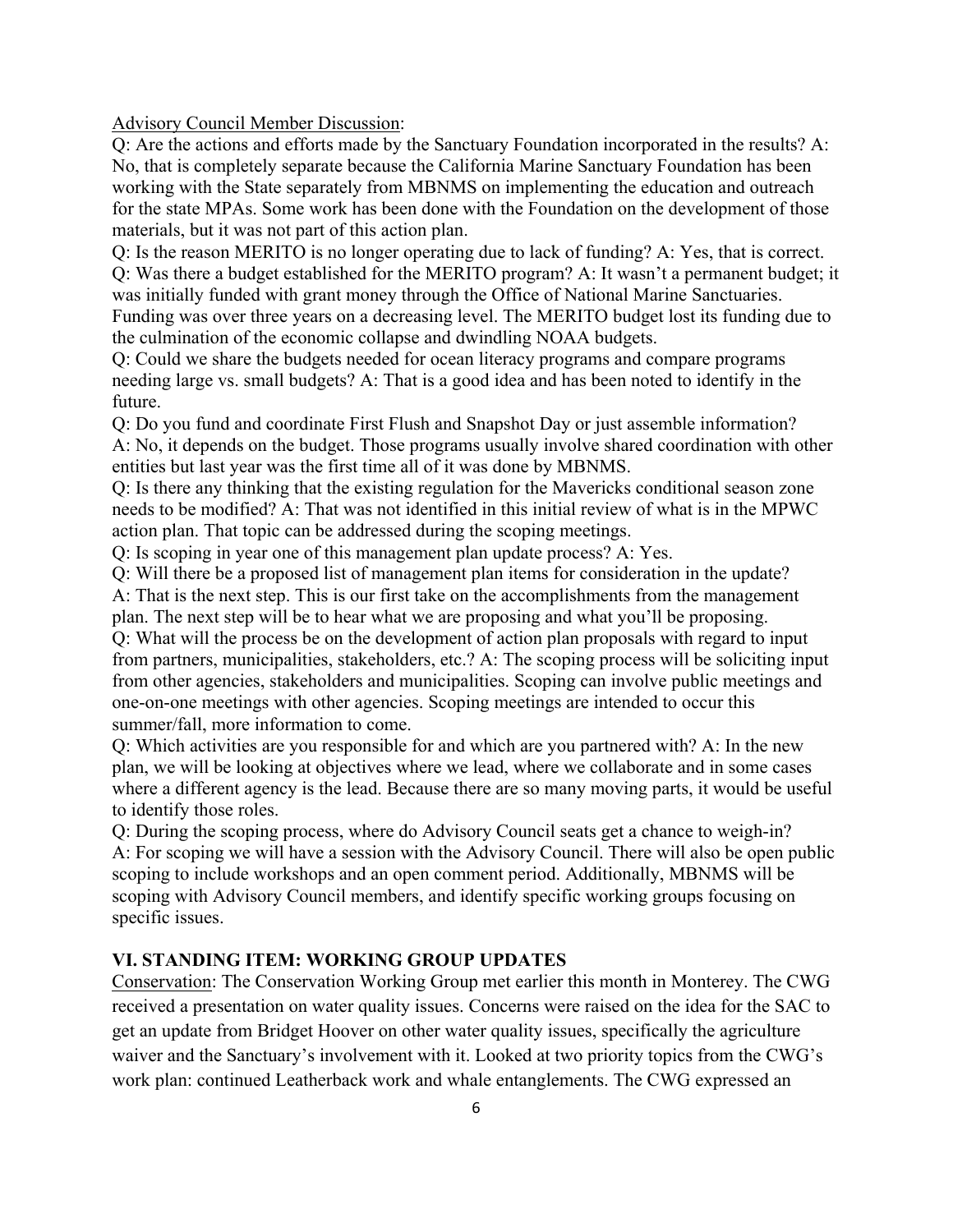<u>Advisory Council Member Discussion</u>:

Q: Are the actions and efforts made by the Sanctuary Foundation incorporated in the results? A: No, that is completely separate because the California Marine Sanctuary Foundation has been working with the State separately from MBNMS on implementing the education and outreach for the state MPAs. Some work has been done with the Foundation on the development of those materials, but it was not part of this action plan.

Q: Is the reason MERITO is no longer operating due to lack of funding? A: Yes, that is correct.

Q: Was there a budget established for the MERITO program? A: It wasn't a permanent budget; it was initially funded with grant money through the Office of National Marine Sanctuaries. Funding was over three years on a decreasing level. The MERITO budget lost its funding due to the culmination of the economic collapse and dwindling NOAA budgets.

Q: Could we share the budgets needed for ocean literacy programs and compare programs needing large vs. small budgets? A: That is a good idea and has been noted to identify in the future.

Q: Do you fund and coordinate First Flush and Snapshot Day or just assemble information? A: No, it depends on the budget. Those programs usually involve shared coordination with other entities but last year was the first time all of it was done by MBNMS.

Q: Is there any thinking that the existing regulation for the Mavericks conditional season zone needs to be modified? A: That was not identified in this initial review of what is in the MPWC action plan. That topic can be addressed during the scoping meetings.

Q: Is scoping in year one of this management plan update process? A: Yes.

Q: Will there be a proposed list of management plan items for consideration in the update? A: That is the next step. This is our first take on the accomplishments from the management plan. The next step will be to hear what we are proposing and what you'll be proposing.

Q: What will the process be on the development of action plan proposals with regard to input from partners, municipalities, stakeholders, etc.? A: The scoping process will be soliciting input from other agencies, stakeholders and municipalities. Scoping can involve public meetings and one-on-one meetings with other agencies. Scoping meetings are intended to occur this summer/fall, more information to come.

Q: Which activities are you responsible for and which are you partnered with? A: In the new plan, we will be looking at objectives where we lead, where we collaborate and in some cases where a different agency is the lead. Because there are so many moving parts, it would be useful to identify those roles.

Q: During the scoping process, where do Advisory Council seats get a chance to weigh-in? A: For scoping we will have a session with the Advisory Council. There will also be open public scoping to include workshops and an open comment period. Additionally, MBNMS will be scoping with Advisory Council members, and identify specific working groups focusing on specific issues.

## VI. STANDING ITEM: WORKING GROUP UPDATES

<u>Conservation</u>: The Conservation Working Group met earlier this month in Monterey. The CWG received a presentation on water quality issues. Concerns were raised on the idea for the SAC to get an update from Bridget Hoover on other water quality issues, specifically the agriculture waiver and the Sanctuary's involvement with it. Looked at two priority topics from the CWG's work plan: continued Leatherback work and whale entanglements. The CWG expressed an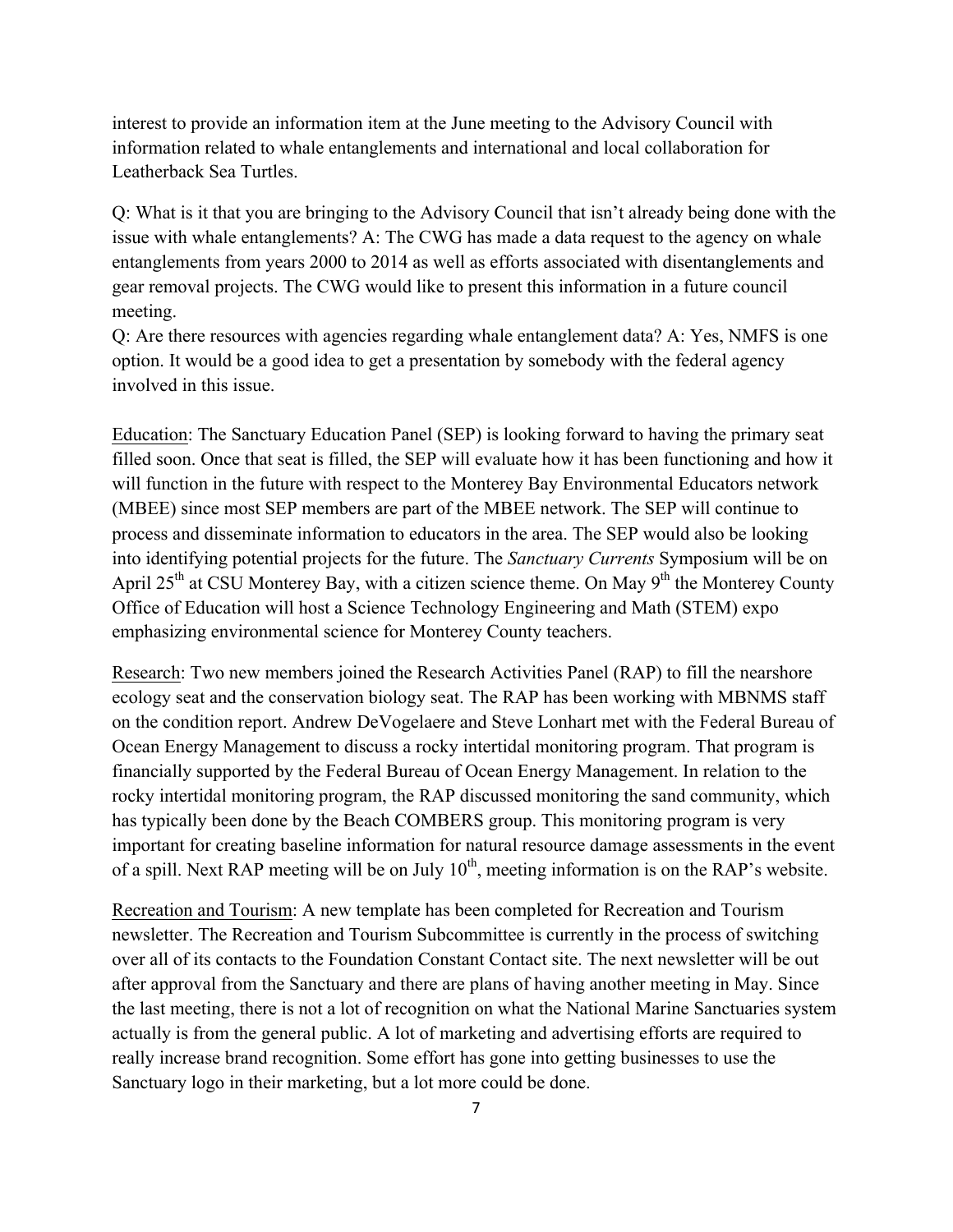interest to provide an information item at the June meeting to the Advisory Council with information related to whale entanglements and international and local collaboration for Leatherback Sea Turtles.

Q: What is it that you are bringing to the Advisory Council that isn't already being done with the issue with whale entanglements? A: The CWG has made a data request to the agency on whale entanglements from years 2000 to 2014 as well as efforts associated with disentanglements and gear removal projects. The CWG would like to present this information in a future council meeting.
Q: Are there resources with agencies regarding whale entanglement data? A: Yes, NMFS is one option. It would be a good idea to get a presentation by somebody with the federal agency involved in this issue.

Education: The Sanctuary Education Panel (SEP) is looking forward to having the primary seat filled soon. Once that seat is filled, the SEP will evaluate how it has been functioning and how it will function in the future with respect to the Monterey Bay Environmental Educators network (MBEE) since most SEP members are part of the MBEE network. The SEP will continue to process and disseminate information to educators in the area. The SEP would also be looking into identifying potential projects for the future. The *Sanctuary Currents* Symposium will be on April 25th at CSU Monterey Bay, with a citizen science theme. On May 9th the Monterey County Office of Education will host a Science Technology Engineering and Math (STEM) expo emphasizing environmental science for Monterey County teachers.

Research: Two new members joined the Research Activities Panel (RAP) to fill the nearshore ecology seat and the conservation biology seat. The RAP has been working with MBNMS staff on the condition report. Andrew DeVogelaere and Steve Lonhart met with the Federal Bureau of Ocean Energy Management to discuss a rocky intertidal monitoring program. That program is financially supported by the Federal Bureau of Ocean Energy Management. In relation to the rocky intertidal monitoring program, the RAP discussed monitoring the sand community, which has typically been done by the Beach COMBERS group. This monitoring program is very important for creating baseline information for natural resource damage assessments in the event of a spill. Next RAP meeting will be on July 10th, meeting information is on the RAP's website.

Recreation and Tourism: A new template has been completed for Recreation and Tourism newsletter. The Recreation and Tourism Subcommittee is currently in the process of switching over all of its contacts to the Foundation Constant Contact site. The next newsletter will be out after approval from the Sanctuary and there are plans of having another meeting in May. Since the last meeting, there is not a lot of recognition on what the National Marine Sanctuaries system actually is from the general public. A lot of marketing and advertising efforts are required to really increase brand recognition. Some effort has gone into getting businesses to use the Sanctuary logo in their marketing, but a lot more could be done.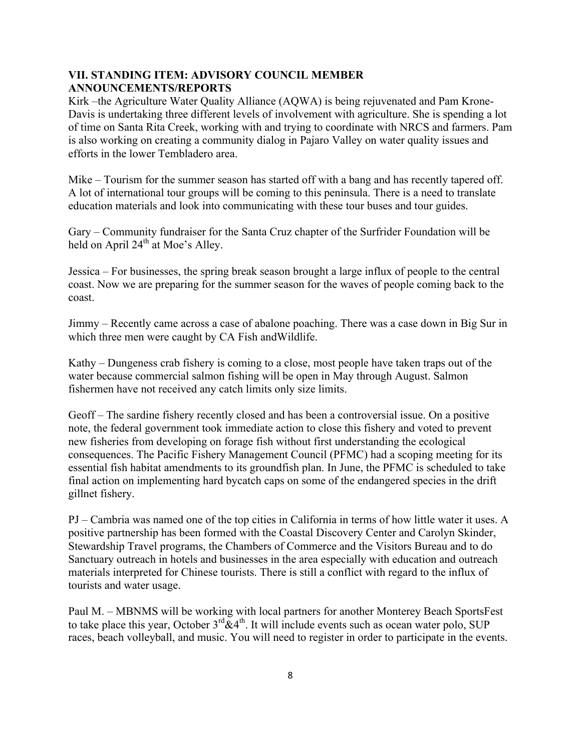## VII. STANDING ITEM: ADVISORY COUNCIL MEMBER ANNOUNCEMENTS/REPORTS

Kirk –the Agriculture Water Quality Alliance (AQWA) is being rejuvenated and Pam Krone-Davis is undertaking three different levels of involvement with agriculture. She is spending a lot of time on Santa Rita Creek, working with and trying to coordinate with NRCS and farmers. Pam is also working on creating a community dialog in Pajaro Valley on water quality issues and efforts in the lower Tembladero area.

Mike – Tourism for the summer season has started off with a bang and has recently tapered off. A lot of international tour groups will be coming to this peninsula. There is a need to translate education materials and look into communicating with these tour buses and tour guides.

Gary – Community fundraiser for the Santa Cruz chapter of the Surfrider Foundation will be held on April 24th at Moe's Alley.

Jessica – For businesses, the spring break season brought a large influx of people to the central coast. Now we are preparing for the summer season for the waves of people coming back to the coast.

Jimmy – Recently came across a case of abalone poaching. There was a case down in Big Sur in which three men were caught by CA Fish andWildlife.

Kathy – Dungeness crab fishery is coming to a close, most people have taken traps out of the water because commercial salmon fishing will be open in May through August. Salmon fishermen have not received any catch limits only size limits.

Geoff – The sardine fishery recently closed and has been a controversial issue. On a positive note, the federal government took immediate action to close this fishery and voted to prevent new fisheries from developing on forage fish without first understanding the ecological consequences. The Pacific Fishery Management Council (PFMC) had a scoping meeting for its essential fish habitat amendments to its groundfish plan. In June, the PFMC is scheduled to take final action on implementing hard bycatch caps on some of the endangered species in the drift gillnet fishery.

PJ – Cambria was named one of the top cities in California in terms of how little water it uses. A positive partnership has been formed with the Coastal Discovery Center and Carolyn Skinder, Stewardship Travel programs, the Chambers of Commerce and the Visitors Bureau and to do Sanctuary outreach in hotels and businesses in the area especially with education and outreach materials interpreted for Chinese tourists. There is still a conflict with regard to the influx of tourists and water usage.

Paul M. – MBNMS will be working with local partners for another Monterey Beach SportsFest to take place this year, October 3rd&4th. It will include events such as ocean water polo, SUP races, beach volleyball, and music. You will need to register in order to participate in the events.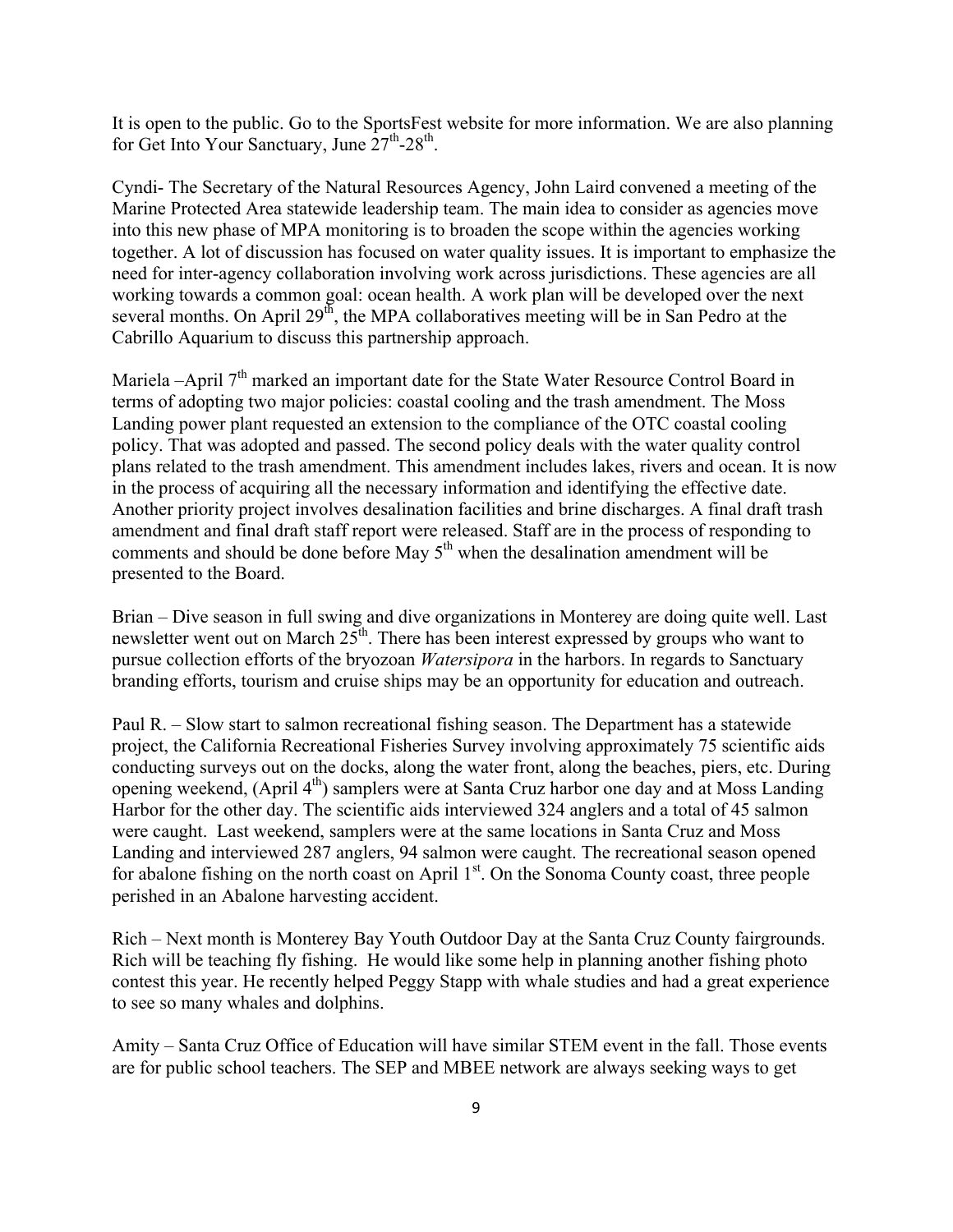It is open to the public. Go to the SportsFest website for more information. We are also planning for Get Into Your Sanctuary, June 27th-28th.

Cyndi- The Secretary of the Natural Resources Agency, John Laird convened a meeting of the Marine Protected Area statewide leadership team. The main idea to consider as agencies move into this new phase of MPA monitoring is to broaden the scope within the agencies working together. A lot of discussion has focused on water quality issues. It is important to emphasize the need for inter-agency collaboration involving work across jurisdictions. These agencies are all working towards a common goal: ocean health. A work plan will be developed over the next several months. On April 29th, the MPA collaboratives meeting will be in San Pedro at the Cabrillo Aquarium to discuss this partnership approach.

Mariela –April 7th marked an important date for the State Water Resource Control Board in terms of adopting two major policies: coastal cooling and the trash amendment. The Moss Landing power plant requested an extension to the compliance of the OTC coastal cooling policy. That was adopted and passed. The second policy deals with the water quality control plans related to the trash amendment. This amendment includes lakes, rivers and ocean. It is now in the process of acquiring all the necessary information and identifying the effective date. Another priority project involves desalination facilities and brine discharges. A final draft trash amendment and final draft staff report were released. Staff are in the process of responding to comments and should be done before May 5th when the desalination amendment will be presented to the Board.

Brian – Dive season in full swing and dive organizations in Monterey are doing quite well. Last newsletter went out on March 25th. There has been interest expressed by groups who want to pursue collection efforts of the bryozoan *Watersipora* in the harbors. In regards to Sanctuary branding efforts, tourism and cruise ships may be an opportunity for education and outreach.

Paul R. – Slow start to salmon recreational fishing season. The Department has a statewide project, the California Recreational Fisheries Survey involving approximately 75 scientific aids conducting surveys out on the docks, along the water front, along the beaches, piers, etc. During opening weekend, (April 4th) samplers were at Santa Cruz harbor one day and at Moss Landing Harbor for the other day. The scientific aids interviewed 324 anglers and a total of 45 salmon were caught. Last weekend, samplers were at the same locations in Santa Cruz and Moss Landing and interviewed 287 anglers, 94 salmon were caught. The recreational season opened for abalone fishing on the north coast on April 1st. On the Sonoma County coast, three people perished in an Abalone harvesting accident.

Rich – Next month is Monterey Bay Youth Outdoor Day at the Santa Cruz County fairgrounds. Rich will be teaching fly fishing. He would like some help in planning another fishing photo contest this year. He recently helped Peggy Stapp with whale studies and had a great experience to see so many whales and dolphins.

Amity – Santa Cruz Office of Education will have similar STEM event in the fall. Those events are for public school teachers. The SEP and MBEE network are always seeking ways to get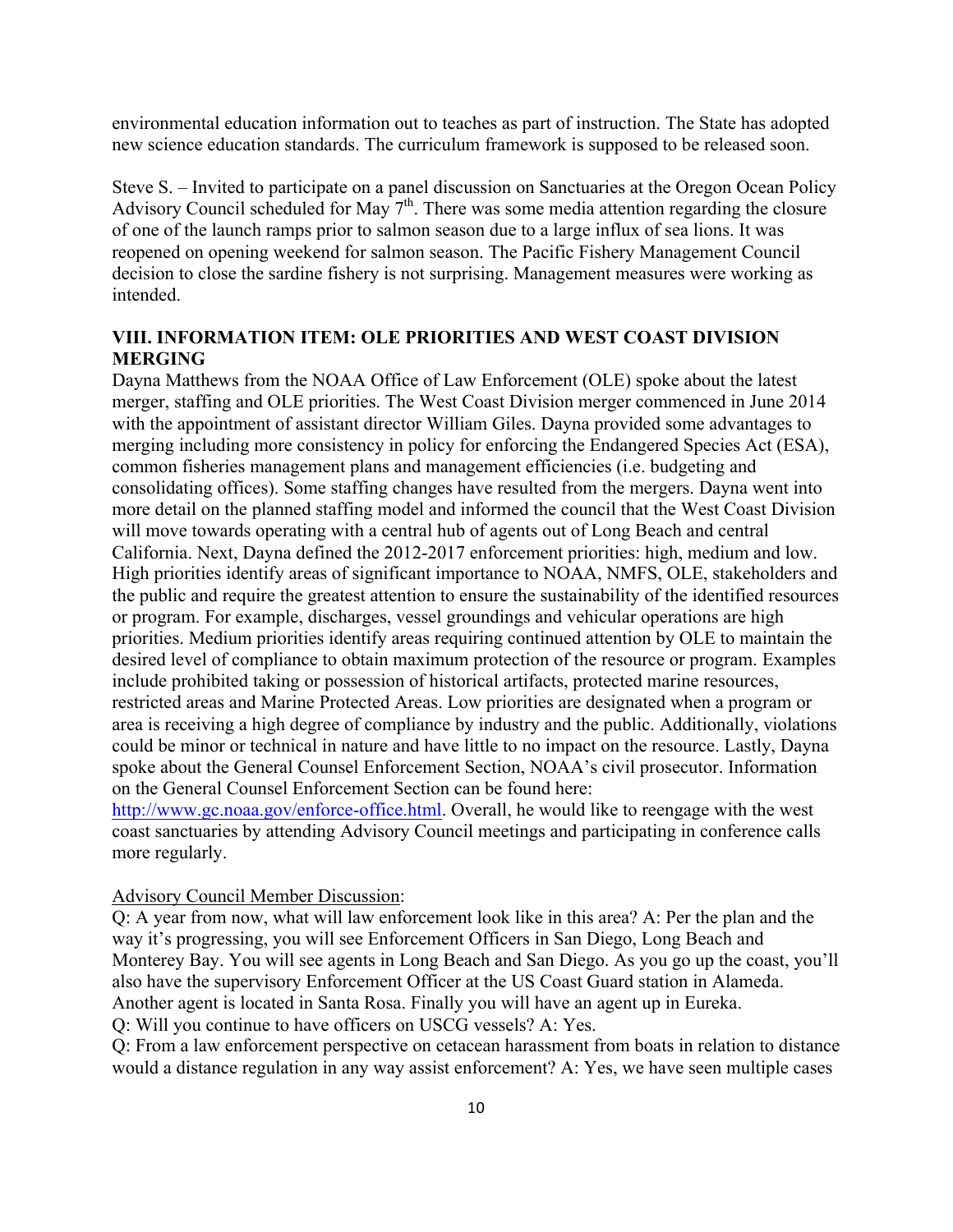environmental education information out to teaches as part of instruction. The State has adopted new science education standards. The curriculum framework is supposed to be released soon.

Steve S. – Invited to participate on a panel discussion on Sanctuaries at the Oregon Ocean Policy Advisory Council scheduled for May 7th. There was some media attention regarding the closure of one of the launch ramps prior to salmon season due to a large influx of sea lions. It was reopened on opening weekend for salmon season. The Pacific Fishery Management Council decision to close the sardine fishery is not surprising. Management measures were working as intended.

## VIII. INFORMATION ITEM: OLE PRIORITIES AND WEST COAST DIVISION MERGING

Dayna Matthews from the NOAA Office of Law Enforcement (OLE) spoke about the latest merger, staffing and OLE priorities. The West Coast Division merger commenced in June 2014 with the appointment of assistant director William Giles. Dayna provided some advantages to merging including more consistency in policy for enforcing the Endangered Species Act (ESA), common fisheries management plans and management efficiencies (i.e. budgeting and consolidating offices). Some staffing changes have resulted from the mergers. Dayna went into more detail on the planned staffing model and informed the council that the West Coast Division will move towards operating with a central hub of agents out of Long Beach and central California. Next, Dayna defined the 2012-2017 enforcement priorities: high, medium and low. High priorities identify areas of significant importance to NOAA, NMFS, OLE, stakeholders and the public and require the greatest attention to ensure the sustainability of the identified resources or program. For example, discharges, vessel groundings and vehicular operations are high priorities. Medium priorities identify areas requiring continued attention by OLE to maintain the desired level of compliance to obtain maximum protection of the resource or program. Examples include prohibited taking or possession of historical artifacts, protected marine resources, restricted areas and Marine Protected Areas. Low priorities are designated when a program or area is receiving a high degree of compliance by industry and the public. Additionally, violations could be minor or technical in nature and have little to no impact on the resource. Lastly, Dayna spoke about the General Counsel Enforcement Section, NOAA's civil prosecutor. Information on the General Counsel Enforcement Section can be found here: http://www.gc.noaa.gov/enforce-office.html. Overall, he would like to reengage with the west coast sanctuaries by attending Advisory Council meetings and participating in conference calls more regularly.

Advisory Council Member Discussion:

Q: A year from now, what will law enforcement look like in this area? A: Per the plan and the way it's progressing, you will see Enforcement Officers in San Diego, Long Beach and Monterey Bay. You will see agents in Long Beach and San Diego. As you go up the coast, you'll also have the supervisory Enforcement Officer at the US Coast Guard station in Alameda. Another agent is located in Santa Rosa. Finally you will have an agent up in Eureka.

Q: Will you continue to have officers on USCG vessels? A: Yes.

Q: From a law enforcement perspective on cetacean harassment from boats in relation to distance would a distance regulation in any way assist enforcement? A: Yes, we have seen multiple cases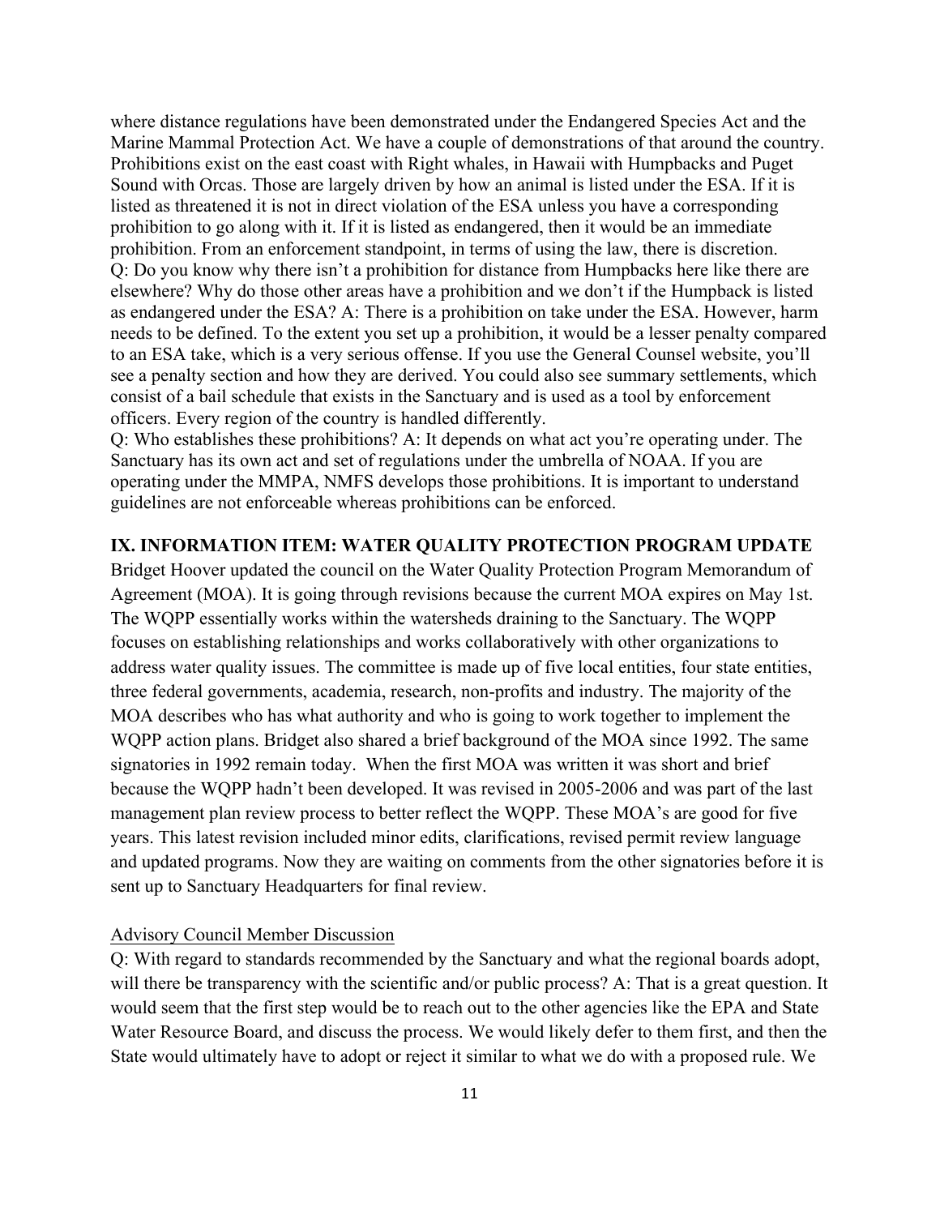where distance regulations have been demonstrated under the Endangered Species Act and the Marine Mammal Protection Act. We have a couple of demonstrations of that around the country. Prohibitions exist on the east coast with Right whales, in Hawaii with Humpbacks and Puget Sound with Orcas. Those are largely driven by how an animal is listed under the ESA. If it is listed as threatened it is not in direct violation of the ESA unless you have a corresponding prohibition to go along with it. If it is listed as endangered, then it would be an immediate prohibition. From an enforcement standpoint, in terms of using the law, there is discretion.
Q: Do you know why there isn't a prohibition for distance from Humpbacks here like there are elsewhere? Why do those other areas have a prohibition and we don't if the Humpback is listed as endangered under the ESA? A: There is a prohibition on take under the ESA. However, harm needs to be defined. To the extent you set up a prohibition, it would be a lesser penalty compared to an ESA take, which is a very serious offense. If you use the General Counsel website, you'll see a penalty section and how they are derived. You could also see summary settlements, which consist of a bail schedule that exists in the Sanctuary and is used as a tool by enforcement officers. Every region of the country is handled differently.
Q: Who establishes these prohibitions? A: It depends on what act you're operating under. The Sanctuary has its own act and set of regulations under the umbrella of NOAA. If you are operating under the MMPA, NMFS develops those prohibitions. It is important to understand guidelines are not enforceable whereas prohibitions can be enforced.

## IX. INFORMATION ITEM: WATER QUALITY PROTECTION PROGRAM UPDATE

Bridget Hoover updated the council on the Water Quality Protection Program Memorandum of Agreement (MOA). It is going through revisions because the current MOA expires on May 1st. The WQPP essentially works within the watersheds draining to the Sanctuary. The WQPP focuses on establishing relationships and works collaboratively with other organizations to address water quality issues. The committee is made up of five local entities, four state entities, three federal governments, academia, research, non-profits and industry. The majority of the MOA describes who has what authority and who is going to work together to implement the WQPP action plans. Bridget also shared a brief background of the MOA since 1992. The same signatories in 1992 remain today. When the first MOA was written it was short and brief because the WQPP hadn't been developed. It was revised in 2005-2006 and was part of the last management plan review process to better reflect the WQPP. These MOA's are good for five years. This latest revision included minor edits, clarifications, revised permit review language and updated programs. Now they are waiting on comments from the other signatories before it is sent up to Sanctuary Headquarters for final review.

<u>Advisory Council Member Discussion</u>

Q: With regard to standards recommended by the Sanctuary and what the regional boards adopt, will there be transparency with the scientific and/or public process? A: That is a great question. It would seem that the first step would be to reach out to the other agencies like the EPA and State Water Resource Board, and discuss the process. We would likely defer to them first, and then the State would ultimately have to adopt or reject it similar to what we do with a proposed rule. We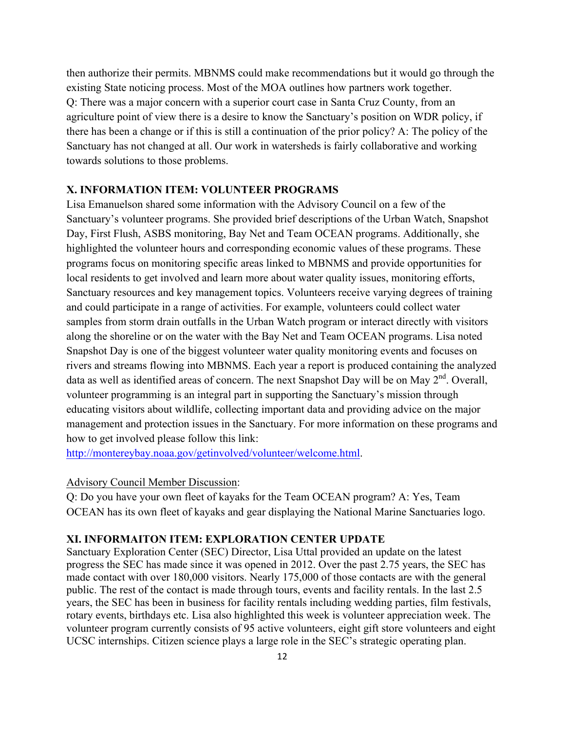then authorize their permits. MBNMS could make recommendations but it would go through the existing State noticing process. Most of the MOA outlines how partners work together.
Q: There was a major concern with a superior court case in Santa Cruz County, from an agriculture point of view there is a desire to know the Sanctuary's position on WDR policy, if there has been a change or if this is still a continuation of the prior policy? A: The policy of the Sanctuary has not changed at all. Our work in watersheds is fairly collaborative and working towards solutions to those problems.

**X. INFORMATION ITEM: VOLUNTEER PROGRAMS**

Lisa Emanuelson shared some information with the Advisory Council on a few of the Sanctuary's volunteer programs. She provided brief descriptions of the Urban Watch, Snapshot Day, First Flush, ASBS monitoring, Bay Net and Team OCEAN programs. Additionally, she highlighted the volunteer hours and corresponding economic values of these programs. These programs focus on monitoring specific areas linked to MBNMS and provide opportunities for local residents to get involved and learn more about water quality issues, monitoring efforts, Sanctuary resources and key management topics. Volunteers receive varying degrees of training and could participate in a range of activities. For example, volunteers could collect water samples from storm drain outfalls in the Urban Watch program or interact directly with visitors along the shoreline or on the water with the Bay Net and Team OCEAN programs. Lisa noted Snapshot Day is one of the biggest volunteer water quality monitoring events and focuses on rivers and streams flowing into MBNMS. Each year a report is produced containing the analyzed data as well as identified areas of concern. The next Snapshot Day will be on May 2nd. Overall, volunteer programming is an integral part in supporting the Sanctuary's mission through educating visitors about wildlife, collecting important data and providing advice on the major management and protection issues in the Sanctuary. For more information on these programs and how to get involved please follow this link:
http://montereybay.noaa.gov/getinvolved/volunteer/welcome.html.

Advisory Council Member Discussion:
Q: Do you have your own fleet of kayaks for the Team OCEAN program? A: Yes, Team OCEAN has its own fleet of kayaks and gear displaying the National Marine Sanctuaries logo.

**XI. INFORMAITON ITEM: EXPLORATION CENTER UPDATE**

Sanctuary Exploration Center (SEC) Director, Lisa Uttal provided an update on the latest progress the SEC has made since it was opened in 2012. Over the past 2.75 years, the SEC has made contact with over 180,000 visitors. Nearly 175,000 of those contacts are with the general public. The rest of the contact is made through tours, events and facility rentals. In the last 2.5 years, the SEC has been in business for facility rentals including wedding parties, film festivals, rotary events, birthdays etc. Lisa also highlighted this week is volunteer appreciation week. The volunteer program currently consists of 95 active volunteers, eight gift store volunteers and eight UCSC internships. Citizen science plays a large role in the SEC's strategic operating plan.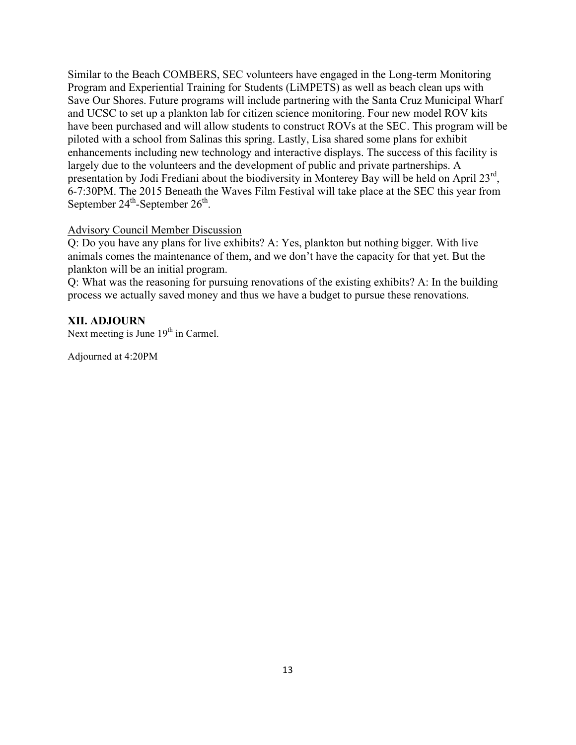Similar to the Beach COMBERS, SEC volunteers have engaged in the Long-term Monitoring Program and Experiential Training for Students (LiMPETS) as well as beach clean ups with Save Our Shores. Future programs will include partnering with the Santa Cruz Municipal Wharf and UCSC to set up a plankton lab for citizen science monitoring. Four new model ROV kits have been purchased and will allow students to construct ROVs at the SEC. This program will be piloted with a school from Salinas this spring. Lastly, Lisa shared some plans for exhibit enhancements including new technology and interactive displays. The success of this facility is largely due to the volunteers and the development of public and private partnerships. A presentation by Jodi Frediani about the biodiversity in Monterey Bay will be held on April 23rd, 6-7:30PM. The 2015 Beneath the Waves Film Festival will take place at the SEC this year from September 24th-September 26th.

<u>Advisory Council Member Discussion</u>

Q: Do you have any plans for live exhibits? A: Yes, plankton but nothing bigger. With live animals comes the maintenance of them, and we don't have the capacity for that yet. But the plankton will be an initial program.

Q: What was the reasoning for pursuing renovations of the existing exhibits? A: In the building process we actually saved money and thus we have a budget to pursue these renovations.

## XII. ADJOURN

Next meeting is June 19th in Carmel.

Adjourned at 4:20PM